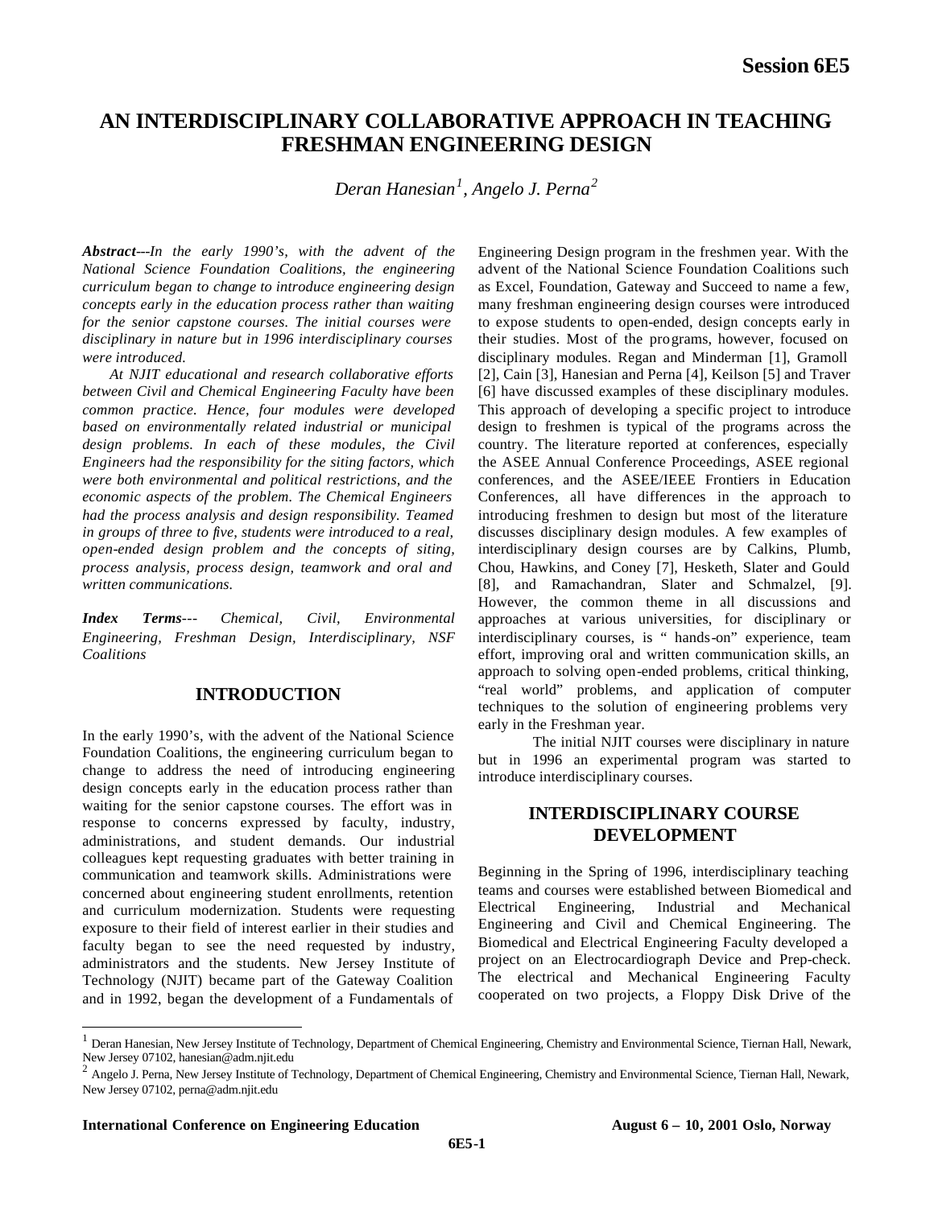// Session 6E5 header omitted

# AN INTERDISCIPLINARY COLLABORATIVE APPROACH IN TEACHING FRESHMAN ENGINEERING DESIGN

*Deran Hanesian[1], Angelo J. Perna[2]*

***Abstract***---*In the early 1990's, with the advent of the National Science Foundation Coalitions, the engineering curriculum began to change to introduce engineering design concepts early in the education process rather than waiting for the senior capstone courses. The initial courses were disciplinary in nature but in 1996 interdisciplinary courses were introduced.*

*At NJIT educational and research collaborative efforts between Civil and Chemical Engineering Faculty have been common practice. Hence, four modules were developed based on environmentally related industrial or municipal design problems. In each of these modules, the Civil Engineers had the responsibility for the siting factors, which were both environmental and political restrictions, and the economic aspects of the problem. The Chemical Engineers had the process analysis and design responsibility. Teamed in groups of three to five, students were introduced to a real, open-ended design problem and the concepts of siting, process analysis, process design, teamwork and oral and written communications.*

***Index Terms***--- *Chemical, Civil, Environmental Engineering, Freshman Design, Interdisciplinary, NSF Coalitions*

## INTRODUCTION

In the early 1990's, with the advent of the National Science Foundation Coalitions, the engineering curriculum began to change to address the need of introducing engineering design concepts early in the education process rather than waiting for the senior capstone courses. The effort was in response to concerns expressed by faculty, industry, administrations, and student demands. Our industrial colleagues kept requesting graduates with better training in communication and teamwork skills. Administrations were concerned about engineering student enrollments, retention and curriculum modernization. Students were requesting exposure to their field of interest earlier in their studies and faculty began to see the need requested by industry, administrators and the students. New Jersey Institute of Technology (NJIT) became part of the Gateway Coalition and in 1992, began the development of a Fundamentals of Engineering Design program in the freshmen year. With the advent of the National Science Foundation Coalitions such as Excel, Foundation, Gateway and Succeed to name a few, many freshman engineering design courses were introduced to expose students to open-ended, design concepts early in their studies. Most of the programs, however, focused on disciplinary modules. Regan and Minderman [1], Gramoll [2], Cain [3], Hanesian and Perna [4], Keilson [5] and Traver [6] have discussed examples of these disciplinary modules. This approach of developing a specific project to introduce design to freshmen is typical of the programs across the country. The literature reported at conferences, especially the ASEE Annual Conference Proceedings, ASEE regional conferences, and the ASEE/IEEE Frontiers in Education Conferences, all have differences in the approach to introducing freshmen to design but most of the literature discusses disciplinary design modules. A few examples of interdisciplinary design courses are by Calkins, Plumb, Chou, Hawkins, and Coney [7], Hesketh, Slater and Gould [8], and Ramachandran, Slater and Schmalzel, [9]. However, the common theme in all discussions and approaches at various universities, for disciplinary or interdisciplinary courses, is " hands-on" experience, team effort, improving oral and written communication skills, an approach to solving open-ended problems, critical thinking, "real world" problems, and application of computer techniques to the solution of engineering problems very early in the Freshman year.

The initial NJIT courses were disciplinary in nature but in 1996 an experimental program was started to introduce interdisciplinary courses.

## INTERDISCIPLINARY COURSE DEVELOPMENT

Beginning in the Spring of 1996, interdisciplinary teaching teams and courses were established between Biomedical and Electrical Engineering, Industrial and Mechanical Engineering and Civil and Chemical Engineering. The Biomedical and Electrical Engineering Faculty developed a project on an Electrocardiograph Device and Prep-check. The electrical and Mechanical Engineering Faculty cooperated on two projects, a Floppy Disk Drive of the

[1] Deran Hanesian, New Jersey Institute of Technology, Department of Chemical Engineering, Chemistry and Environmental Science, Tiernan Hall, Newark, New Jersey 07102, hanesian@adm.njit.edu

[2] Angelo J. Perna, New Jersey Institute of Technology, Department of Chemical Engineering, Chemistry and Environmental Science, Tiernan Hall, Newark, New Jersey 07102, perna@adm.njit.edu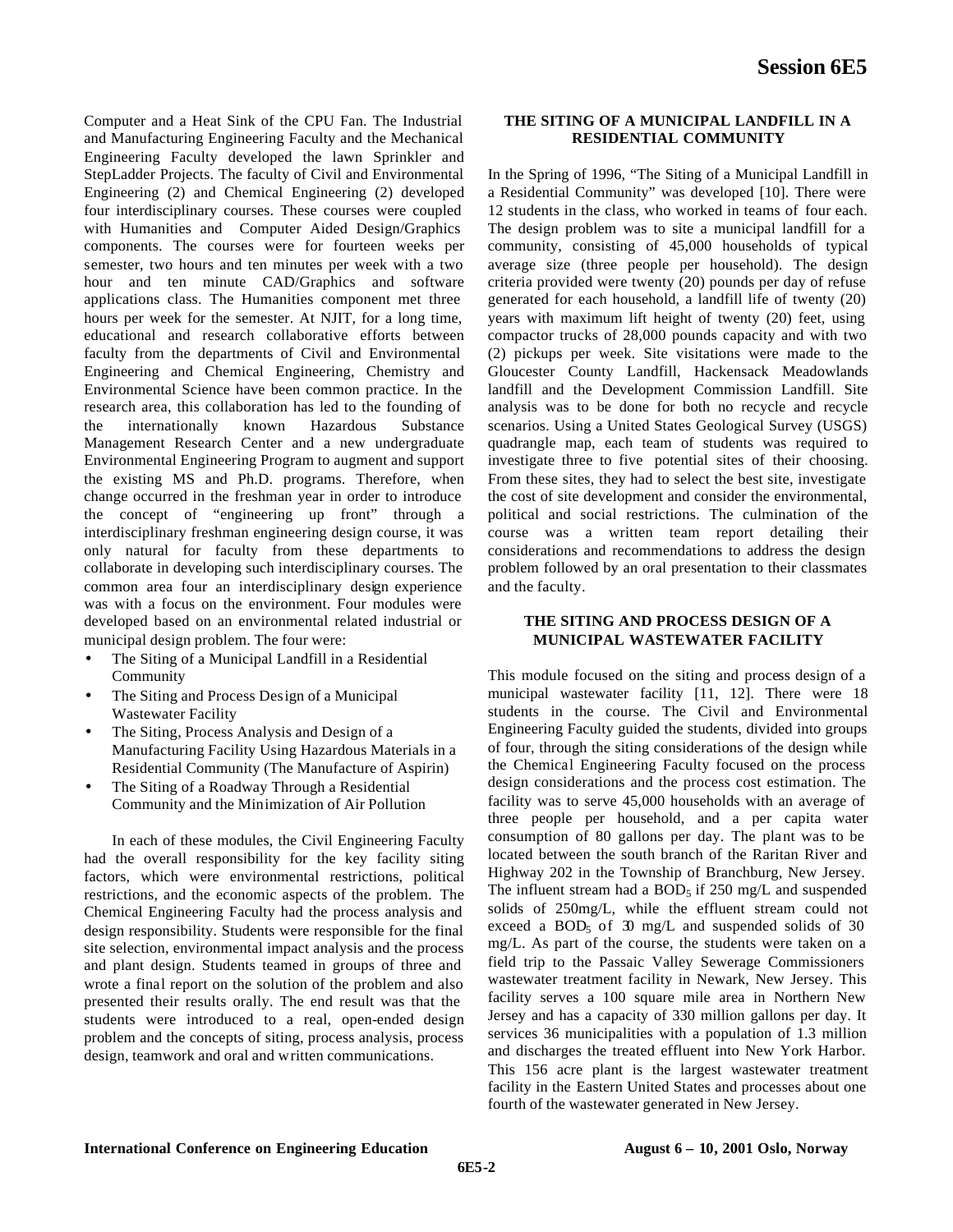Computer and a Heat Sink of the CPU Fan. The Industrial and Manufacturing Engineering Faculty and the Mechanical Engineering Faculty developed the lawn Sprinkler and StepLadder Projects. The faculty of Civil and Environmental Engineering (2) and Chemical Engineering (2) developed four interdisciplinary courses. These courses were coupled with Humanities and Computer Aided Design/Graphics components. The courses were for fourteen weeks per semester, two hours and ten minutes per week with a two hour and ten minute CAD/Graphics and software applications class. The Humanities component met three hours per week for the semester. At NJIT, for a long time, educational and research collaborative efforts between faculty from the departments of Civil and Environmental Engineering and Chemical Engineering, Chemistry and Environmental Science have been common practice. In the research area, this collaboration has led to the founding of the internationally known Hazardous Substance Management Research Center and a new undergraduate Environmental Engineering Program to augment and support the existing MS and Ph.D. programs. Therefore, when change occurred in the freshman year in order to introduce the concept of "engineering up front" through a interdisciplinary freshman engineering design course, it was only natural for faculty from these departments to collaborate in developing such interdisciplinary courses. The common area four an interdisciplinary design experience was with a focus on the environment. Four modules were developed based on an environmental related industrial or municipal design problem. The four were:

- The Siting of a Municipal Landfill in a Residential Community
- The Siting and Process Design of a Municipal Wastewater Facility
- The Siting, Process Analysis and Design of a Manufacturing Facility Using Hazardous Materials in a Residential Community (The Manufacture of Aspirin)
- The Siting of a Roadway Through a Residential Community and the Minimization of Air Pollution

In each of these modules, the Civil Engineering Faculty had the overall responsibility for the key facility siting factors, which were environmental restrictions, political restrictions, and the economic aspects of the problem. The Chemical Engineering Faculty had the process analysis and design responsibility. Students were responsible for the final site selection, environmental impact analysis and the process and plant design. Students teamed in groups of three and wrote a final report on the solution of the problem and also presented their results orally. The end result was that the students were introduced to a real, open-ended design problem and the concepts of siting, process analysis, process design, teamwork and oral and written communications.

## THE SITING OF A MUNICIPAL LANDFILL IN A RESIDENTIAL COMMUNITY

In the Spring of 1996, "The Siting of a Municipal Landfill in a Residential Community" was developed [10]. There were 12 students in the class, who worked in teams of four each. The design problem was to site a municipal landfill for a community, consisting of 45,000 households of typical average size (three people per household). The design criteria provided were twenty (20) pounds per day of refuse generated for each household, a landfill life of twenty (20) years with maximum lift height of twenty (20) feet, using compactor trucks of 28,000 pounds capacity and with two (2) pickups per week. Site visitations were made to the Gloucester County Landfill, Hackensack Meadowlands landfill and the Development Commission Landfill. Site analysis was to be done for both no recycle and recycle scenarios. Using a United States Geological Survey (USGS) quadrangle map, each team of students was required to investigate three to five potential sites of their choosing. From these sites, they had to select the best site, investigate the cost of site development and consider the environmental, political and social restrictions. The culmination of the course was a written team report detailing their considerations and recommendations to address the design problem followed by an oral presentation to their classmates and the faculty.

## THE SITING AND PROCESS DESIGN OF A MUNICIPAL WASTEWATER FACILITY

This module focused on the siting and process design of a municipal wastewater facility [11, 12]. There were 18 students in the course. The Civil and Environmental Engineering Faculty guided the students, divided into groups of four, through the siting considerations of the design while the Chemical Engineering Faculty focused on the process design considerations and the process cost estimation. The facility was to serve 45,000 households with an average of three people per household, and a per capita water consumption of 80 gallons per day. The plant was to be located between the south branch of the Raritan River and Highway 202 in the Township of Branchburg, New Jersey. The influent stream had a $BOD_5$ if 250 mg/L and suspended solids of 250mg/L, while the effluent stream could not exceed a $BOD_5$ of 30 mg/L and suspended solids of 30 mg/L. As part of the course, the students were taken on a field trip to the Passaic Valley Sewerage Commissioners wastewater treatment facility in Newark, New Jersey. This facility serves a 100 square mile area in Northern New Jersey and has a capacity of 330 million gallons per day. It services 36 municipalities with a population of 1.3 million and discharges the treated effluent into New York Harbor. This 156 acre plant is the largest wastewater treatment facility in the Eastern United States and processes about one fourth of the wastewater generated in New Jersey.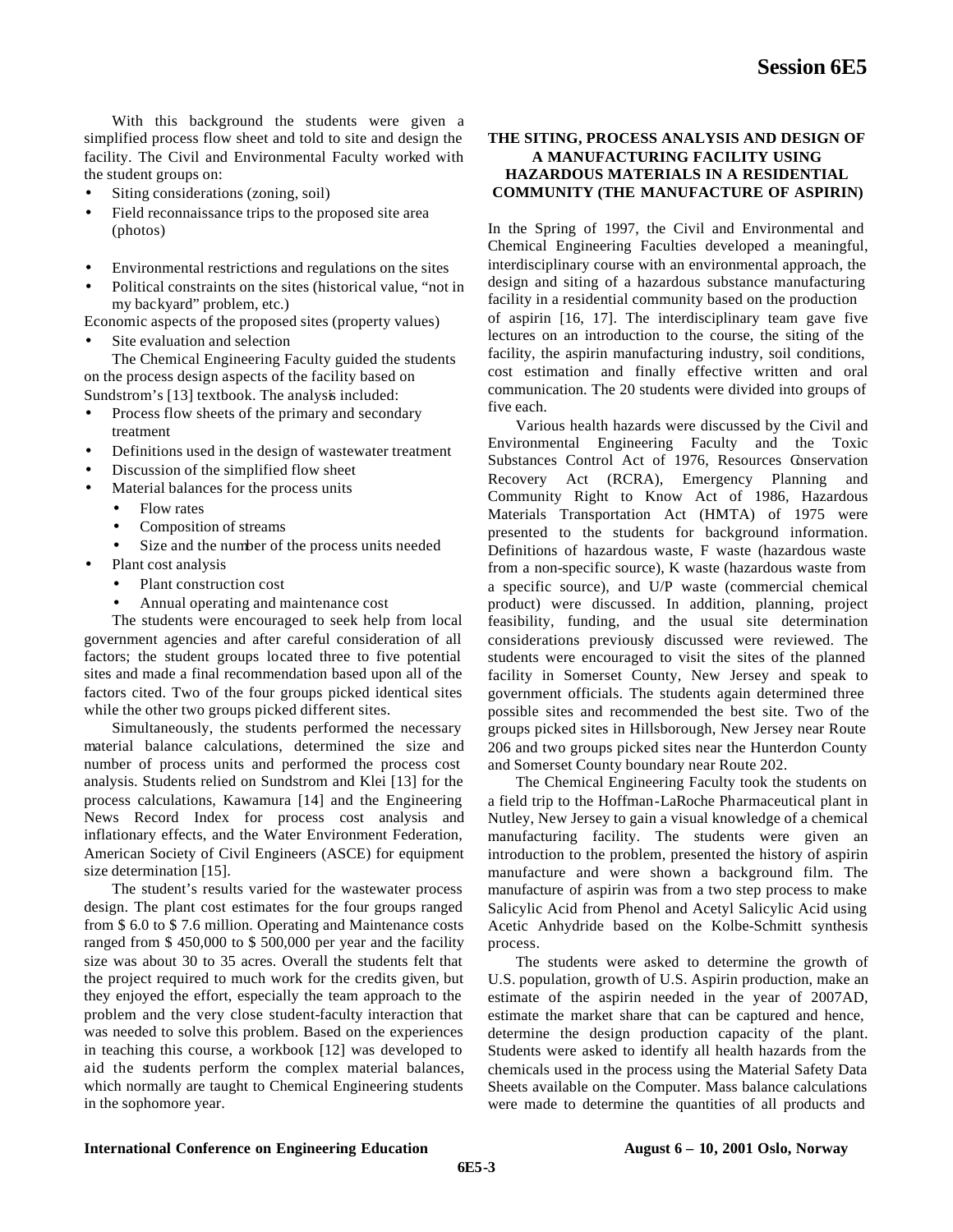With this background the students were given a simplified process flow sheet and told to site and design the facility. The Civil and Environmental Faculty worked with the student groups on:

- Siting considerations (zoning, soil)
- Field reconnaissance trips to the proposed site area (photos)
- Environmental restrictions and regulations on the sites
- Political constraints on the sites (historical value, "not in my backyard" problem, etc.)

Economic aspects of the proposed sites (property values)

- Site evaluation and selection

The Chemical Engineering Faculty guided the students on the process design aspects of the facility based on Sundstrom's [13] textbook. The analysis included:

- Process flow sheets of the primary and secondary treatment
- Definitions used in the design of wastewater treatment
- Discussion of the simplified flow sheet
- Material balances for the process units
  - Flow rates
  - Composition of streams
  - Size and the number of the process units needed
- Plant cost analysis
  - Plant construction cost
  - Annual operating and maintenance cost

The students were encouraged to seek help from local government agencies and after careful consideration of all factors; the student groups located three to five potential sites and made a final recommendation based upon all of the factors cited. Two of the four groups picked identical sites while the other two groups picked different sites.

Simultaneously, the students performed the necessary material balance calculations, determined the size and number of process units and performed the process cost analysis. Students relied on Sundstrom and Klei [13] for the process calculations, Kawamura [14] and the Engineering News Record Index for process cost analysis and inflationary effects, and the Water Environment Federation, American Society of Civil Engineers (ASCE) for equipment size determination [15].

The student's results varied for the wastewater process design. The plant cost estimates for the four groups ranged from $ 6.0 to $ 7.6 million. Operating and Maintenance costs ranged from $ 450,000 to $ 500,000 per year and the facility size was about 30 to 35 acres. Overall the students felt that the project required to much work for the credits given, but they enjoyed the effort, especially the team approach to the problem and the very close student-faculty interaction that was needed to solve this problem. Based on the experiences in teaching this course, a workbook [12] was developed to aid the students perform the complex material balances, which normally are taught to Chemical Engineering students in the sophomore year.

## THE SITING, PROCESS ANALYSIS AND DESIGN OF A MANUFACTURING FACILITY USING HAZARDOUS MATERIALS IN A RESIDENTIAL COMMUNITY (THE MANUFACTURE OF ASPIRIN)

In the Spring of 1997, the Civil and Environmental and Chemical Engineering Faculties developed a meaningful, interdisciplinary course with an environmental approach, the design and siting of a hazardous substance manufacturing facility in a residential community based on the production of aspirin [16, 17]. The interdisciplinary team gave five lectures on an introduction to the course, the siting of the facility, the aspirin manufacturing industry, soil conditions, cost estimation and finally effective written and oral communication. The 20 students were divided into groups of five each.

Various health hazards were discussed by the Civil and Environmental Engineering Faculty and the Toxic Substances Control Act of 1976, Resources Conservation Recovery Act (RCRA), Emergency Planning and Community Right to Know Act of 1986, Hazardous Materials Transportation Act (HMTA) of 1975 were presented to the students for background information. Definitions of hazardous waste, F waste (hazardous waste from a non-specific source), K waste (hazardous waste from a specific source), and U/P waste (commercial chemical product) were discussed. In addition, planning, project feasibility, funding, and the usual site determination considerations previously discussed were reviewed. The students were encouraged to visit the sites of the planned facility in Somerset County, New Jersey and speak to government officials. The students again determined three possible sites and recommended the best site. Two of the groups picked sites in Hillsborough, New Jersey near Route 206 and two groups picked sites near the Hunterdon County and Somerset County boundary near Route 202.

The Chemical Engineering Faculty took the students on a field trip to the Hoffman-LaRoche Pharmaceutical plant in Nutley, New Jersey to gain a visual knowledge of a chemical manufacturing facility. The students were given an introduction to the problem, presented the history of aspirin manufacture and were shown a background film. The manufacture of aspirin was from a two step process to make Salicylic Acid from Phenol and Acetyl Salicylic Acid using Acetic Anhydride based on the Kolbe-Schmitt synthesis process.

The students were asked to determine the growth of U.S. population, growth of U.S. Aspirin production, make an estimate of the aspirin needed in the year of 2007AD, estimate the market share that can be captured and hence, determine the design production capacity of the plant. Students were asked to identify all health hazards from the chemicals used in the process using the Material Safety Data Sheets available on the Computer. Mass balance calculations were made to determine the quantities of all products and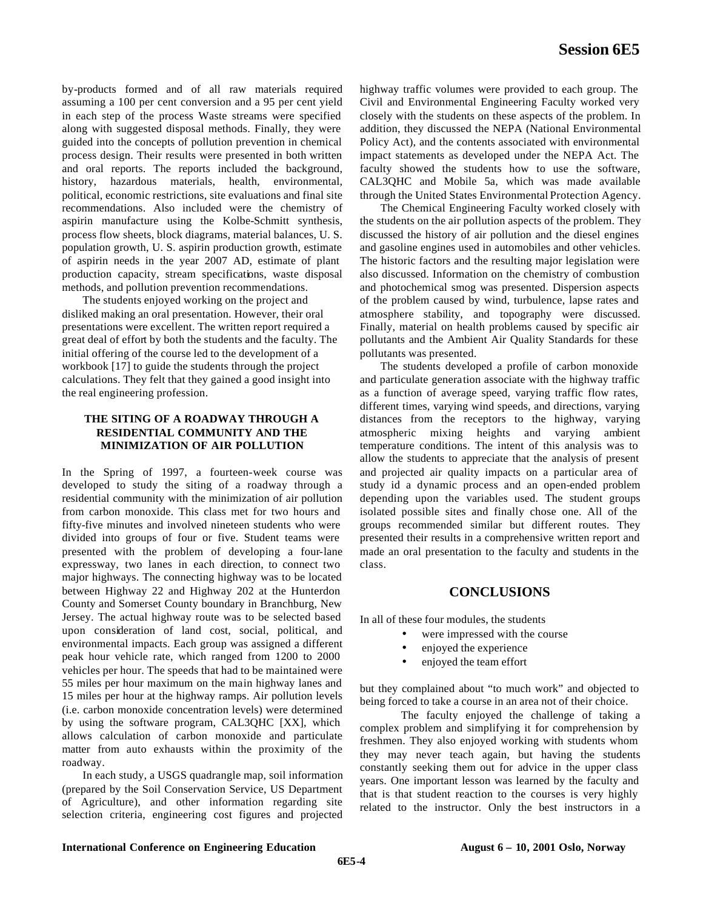by-products formed and of all raw materials required assuming a 100 per cent conversion and a 95 per cent yield in each step of the process Waste streams were specified along with suggested disposal methods. Finally, they were guided into the concepts of pollution prevention in chemical process design. Their results were presented in both written and oral reports. The reports included the background, history, hazardous materials, health, environmental, political, economic restrictions, site evaluations and final site recommendations. Also included were the chemistry of aspirin manufacture using the Kolbe-Schmitt synthesis, process flow sheets, block diagrams, material balances, U. S. population growth, U. S. aspirin production growth, estimate of aspirin needs in the year 2007 AD, estimate of plant production capacity, stream specifications, waste disposal methods, and pollution prevention recommendations.

The students enjoyed working on the project and disliked making an oral presentation. However, their oral presentations were excellent. The written report required a great deal of effort by both the students and the faculty. The initial offering of the course led to the development of a workbook [17] to guide the students through the project calculations. They felt that they gained a good insight into the real engineering profession.

## THE SITING OF A ROADWAY THROUGH A RESIDENTIAL COMMUNITY AND THE MINIMIZATION OF AIR POLLUTION

In the Spring of 1997, a fourteen-week course was developed to study the siting of a roadway through a residential community with the minimization of air pollution from carbon monoxide. This class met for two hours and fifty-five minutes and involved nineteen students who were divided into groups of four or five. Student teams were presented with the problem of developing a four-lane expressway, two lanes in each direction, to connect two major highways. The connecting highway was to be located between Highway 22 and Highway 202 at the Hunterdon County and Somerset County boundary in Branchburg, New Jersey. The actual highway route was to be selected based upon consideration of land cost, social, political, and environmental impacts. Each group was assigned a different peak hour vehicle rate, which ranged from 1200 to 2000 vehicles per hour. The speeds that had to be maintained were 55 miles per hour maximum on the main highway lanes and 15 miles per hour at the highway ramps. Air pollution levels (i.e. carbon monoxide concentration levels) were determined by using the software program, CAL3QHC [XX], which allows calculation of carbon monoxide and particulate matter from auto exhausts within the proximity of the roadway.

In each study, a USGS quadrangle map, soil information (prepared by the Soil Conservation Service, US Department of Agriculture), and other information regarding site selection criteria, engineering cost figures and projected highway traffic volumes were provided to each group. The Civil and Environmental Engineering Faculty worked very closely with the students on these aspects of the problem. In addition, they discussed the NEPA (National Environmental Policy Act), and the contents associated with environmental impact statements as developed under the NEPA Act. The faculty showed the students how to use the software, CAL3QHC and Mobile 5a, which was made available through the United States Environmental Protection Agency.

The Chemical Engineering Faculty worked closely with the students on the air pollution aspects of the problem. They discussed the history of air pollution and the diesel engines and gasoline engines used in automobiles and other vehicles. The historic factors and the resulting major legislation were also discussed. Information on the chemistry of combustion and photochemical smog was presented. Dispersion aspects of the problem caused by wind, turbulence, lapse rates and atmosphere stability, and topography were discussed. Finally, material on health problems caused by specific air pollutants and the Ambient Air Quality Standards for these pollutants was presented.

The students developed a profile of carbon monoxide and particulate generation associate with the highway traffic as a function of average speed, varying traffic flow rates, different times, varying wind speeds, and directions, varying distances from the receptors to the highway, varying atmospheric mixing heights and varying ambient temperature conditions. The intent of this analysis was to allow the students to appreciate that the analysis of present and projected air quality impacts on a particular area of study id a dynamic process and an open-ended problem depending upon the variables used. The student groups isolated possible sites and finally chose one. All of the groups recommended similar but different routes. They presented their results in a comprehensive written report and made an oral presentation to the faculty and students in the class.

## CONCLUSIONS

In all of these four modules, the students

- were impressed with the course
- enjoyed the experience
- enjoyed the team effort

but they complained about "to much work" and objected to being forced to take a course in an area not of their choice.

The faculty enjoyed the challenge of taking a complex problem and simplifying it for comprehension by freshmen. They also enjoyed working with students whom they may never teach again, but having the students constantly seeking them out for advice in the upper class years. One important lesson was learned by the faculty and that is that student reaction to the courses is very highly related to the instructor. Only the best instructors in a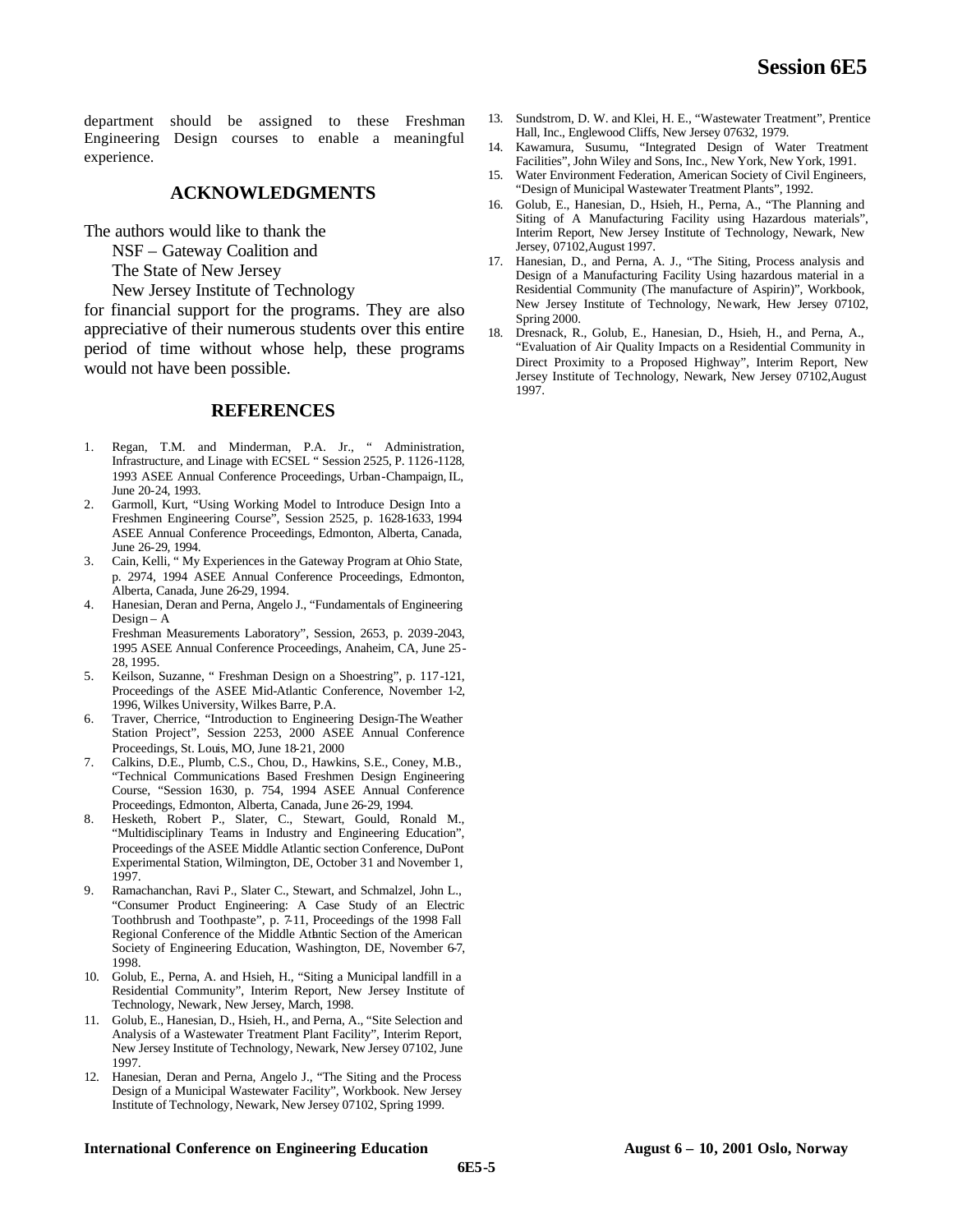department should be assigned to these Freshman Engineering Design courses to enable a meaningful experience.

## ACKNOWLEDGMENTS

The authors would like to thank the

NSF – Gateway Coalition and

The State of New Jersey

New Jersey Institute of Technology

for financial support for the programs. They are also appreciative of their numerous students over this entire period of time without whose help, these programs would not have been possible.

## REFERENCES

1. Regan, T.M. and Minderman, P.A. Jr., " Administration, Infrastructure, and Linage with ECSEL " Session 2525, P. 1126-1128, 1993 ASEE Annual Conference Proceedings, Urban-Champaign, IL, June 20-24, 1993.
2. Garmoll, Kurt, "Using Working Model to Introduce Design Into a Freshmen Engineering Course", Session 2525, p. 1628-1633, 1994 ASEE Annual Conference Proceedings, Edmonton, Alberta, Canada, June 26-29, 1994.
3. Cain, Kelli, " My Experiences in the Gateway Program at Ohio State, p. 2974, 1994 ASEE Annual Conference Proceedings, Edmonton, Alberta, Canada, June 26-29, 1994.
4. Hanesian, Deran and Perna, Angelo J., "Fundamentals of Engineering Design – A Freshman Measurements Laboratory", Session, 2653, p. 2039-2043, 1995 ASEE Annual Conference Proceedings, Anaheim, CA, June 25-28, 1995.
5. Keilson, Suzanne, " Freshman Design on a Shoestring", p. 117-121, Proceedings of the ASEE Mid-Atlantic Conference, November 1-2, 1996, Wilkes University, Wilkes Barre, P.A.
6. Traver, Cherrice, "Introduction to Engineering Design-The Weather Station Project", Session 2253, 2000 ASEE Annual Conference Proceedings, St. Louis, MO, June 18-21, 2000
7. Calkins, D.E., Plumb, C.S., Chou, D., Hawkins, S.E., Coney, M.B., "Technical Communications Based Freshmen Design Engineering Course, "Session 1630, p. 754, 1994 ASEE Annual Conference Proceedings, Edmonton, Alberta, Canada, June 26-29, 1994.
8. Hesketh, Robert P., Slater, C., Stewart, Gould, Ronald M., "Multidisciplinary Teams in Industry and Engineering Education", Proceedings of the ASEE Middle Atlantic section Conference, DuPont Experimental Station, Wilmington, DE, October 31 and November 1, 1997.
9. Ramachanchan, Ravi P., Slater C., Stewart, and Schmalzel, John L., "Consumer Product Engineering: A Case Study of an Electric Toothbrush and Toothpaste", p. 7-11, Proceedings of the 1998 Fall Regional Conference of the Middle Atlantic Section of the American Society of Engineering Education, Washington, DE, November 6-7, 1998.
10. Golub, E., Perna, A. and Hsieh, H., "Siting a Municipal landfill in a Residential Community", Interim Report, New Jersey Institute of Technology, Newark, New Jersey, March, 1998.
11. Golub, E., Hanesian, D., Hsieh, H., and Perna, A., "Site Selection and Analysis of a Wastewater Treatment Plant Facility", Interim Report, New Jersey Institute of Technology, Newark, New Jersey 07102, June 1997.
12. Hanesian, Deran and Perna, Angelo J., "The Siting and the Process Design of a Municipal Wastewater Facility", Workbook. New Jersey Institute of Technology, Newark, New Jersey 07102, Spring 1999.
13. Sundstrom, D. W. and Klei, H. E., "Wastewater Treatment", Prentice Hall, Inc., Englewood Cliffs, New Jersey 07632, 1979.
14. Kawamura, Susumu, "Integrated Design of Water Treatment Facilities", John Wiley and Sons, Inc., New York, New York, 1991.
15. Water Environment Federation, American Society of Civil Engineers, "Design of Municipal Wastewater Treatment Plants", 1992.
16. Golub, E., Hanesian, D., Hsieh, H., Perna, A., "The Planning and Siting of A Manufacturing Facility using Hazardous materials", Interim Report, New Jersey Institute of Technology, Newark, New Jersey, 07102,August 1997.
17. Hanesian, D., and Perna, A. J., "The Siting, Process analysis and Design of a Manufacturing Facility Using hazardous material in a Residential Community (The manufacture of Aspirin)", Workbook, New Jersey Institute of Technology, Newark, Hew Jersey 07102, Spring 2000.
18. Dresnack, R., Golub, E., Hanesian, D., Hsieh, H., and Perna, A., "Evaluation of Air Quality Impacts on a Residential Community in Direct Proximity to a Proposed Highway", Interim Report, New Jersey Institute of Technology, Newark, New Jersey 07102,August 1997.